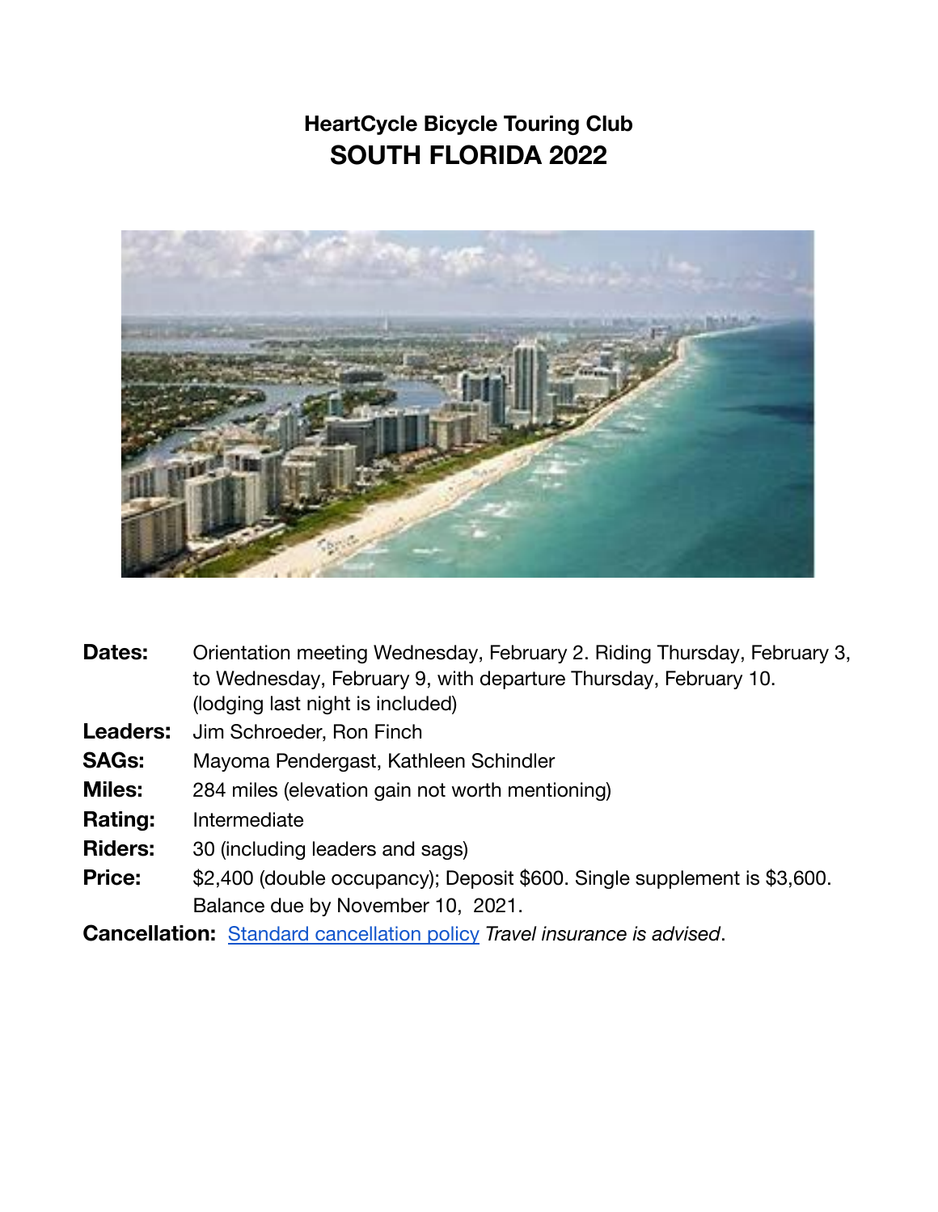# HeartCycle Bicycle Touring Club
# SOUTH FLORIDA 2022

**Dates:** Orientation meeting Wednesday, February 2. Riding Thursday, February 3, to Wednesday, February 9, with departure Thursday, February 10. (lodging last night is included)

**Leaders:** Jim Schroeder, Ron Finch

**SAGs:** Mayoma Pendergast, Kathleen Schindler

**Miles:** 284 miles (elevation gain not worth mentioning)

**Rating:** Intermediate

**Riders:** 30 (including leaders and sags)

**Price:** $2,400 (double occupancy); Deposit $600. Single supplement is $3,600. Balance due by November 10, 2021.

**Cancellation:** Standard cancellation policy *Travel insurance is advised*.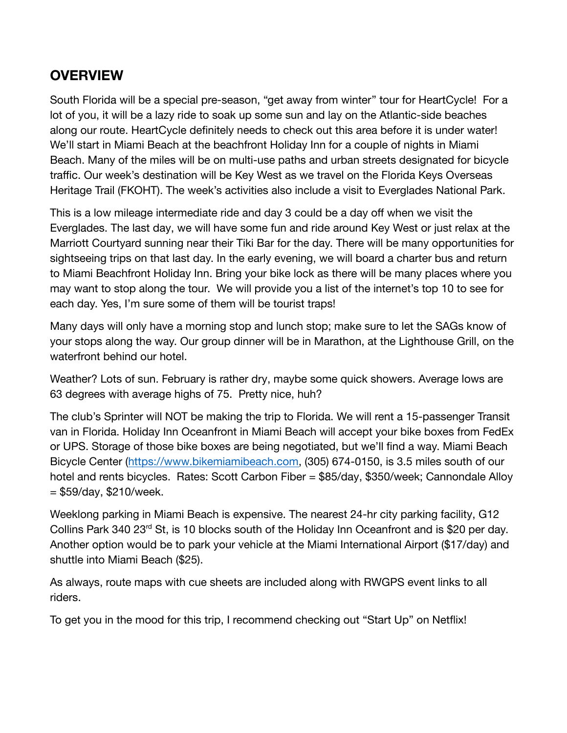## OVERVIEW

South Florida will be a special pre-season, "get away from winter" tour for HeartCycle! For a lot of you, it will be a lazy ride to soak up some sun and lay on the Atlantic-side beaches along our route. HeartCycle definitely needs to check out this area before it is under water! We'll start in Miami Beach at the beachfront Holiday Inn for a couple of nights in Miami Beach. Many of the miles will be on multi-use paths and urban streets designated for bicycle traffic. Our week's destination will be Key West as we travel on the Florida Keys Overseas Heritage Trail (FKOHT). The week's activities also include a visit to Everglades National Park.

This is a low mileage intermediate ride and day 3 could be a day off when we visit the Everglades. The last day, we will have some fun and ride around Key West or just relax at the Marriott Courtyard sunning near their Tiki Bar for the day. There will be many opportunities for sightseeing trips on that last day. In the early evening, we will board a charter bus and return to Miami Beachfront Holiday Inn. Bring your bike lock as there will be many places where you may want to stop along the tour. We will provide you a list of the internet's top 10 to see for each day. Yes, I'm sure some of them will be tourist traps!

Many days will only have a morning stop and lunch stop; make sure to let the SAGs know of your stops along the way. Our group dinner will be in Marathon, at the Lighthouse Grill, on the waterfront behind our hotel.

Weather? Lots of sun. February is rather dry, maybe some quick showers. Average lows are 63 degrees with average highs of 75. Pretty nice, huh?

The club's Sprinter will NOT be making the trip to Florida. We will rent a 15-passenger Transit van in Florida. Holiday Inn Oceanfront in Miami Beach will accept your bike boxes from FedEx or UPS. Storage of those bike boxes are being negotiated, but we'll find a way. Miami Beach Bicycle Center (https://www.bikemiamibeach.com), (305) 674-0150, is 3.5 miles south of our hotel and rents bicycles. Rates: Scott Carbon Fiber = $85/day, $350/week; Cannondale Alloy = $59/day, $210/week.

Weeklong parking in Miami Beach is expensive. The nearest 24-hr city parking facility, G12 Collins Park 340 23rd St, is 10 blocks south of the Holiday Inn Oceanfront and is $20 per day. Another option would be to park your vehicle at the Miami International Airport ($17/day) and shuttle into Miami Beach ($25).

As always, route maps with cue sheets are included along with RWGPS event links to all riders.

To get you in the mood for this trip, I recommend checking out "Start Up" on Netflix!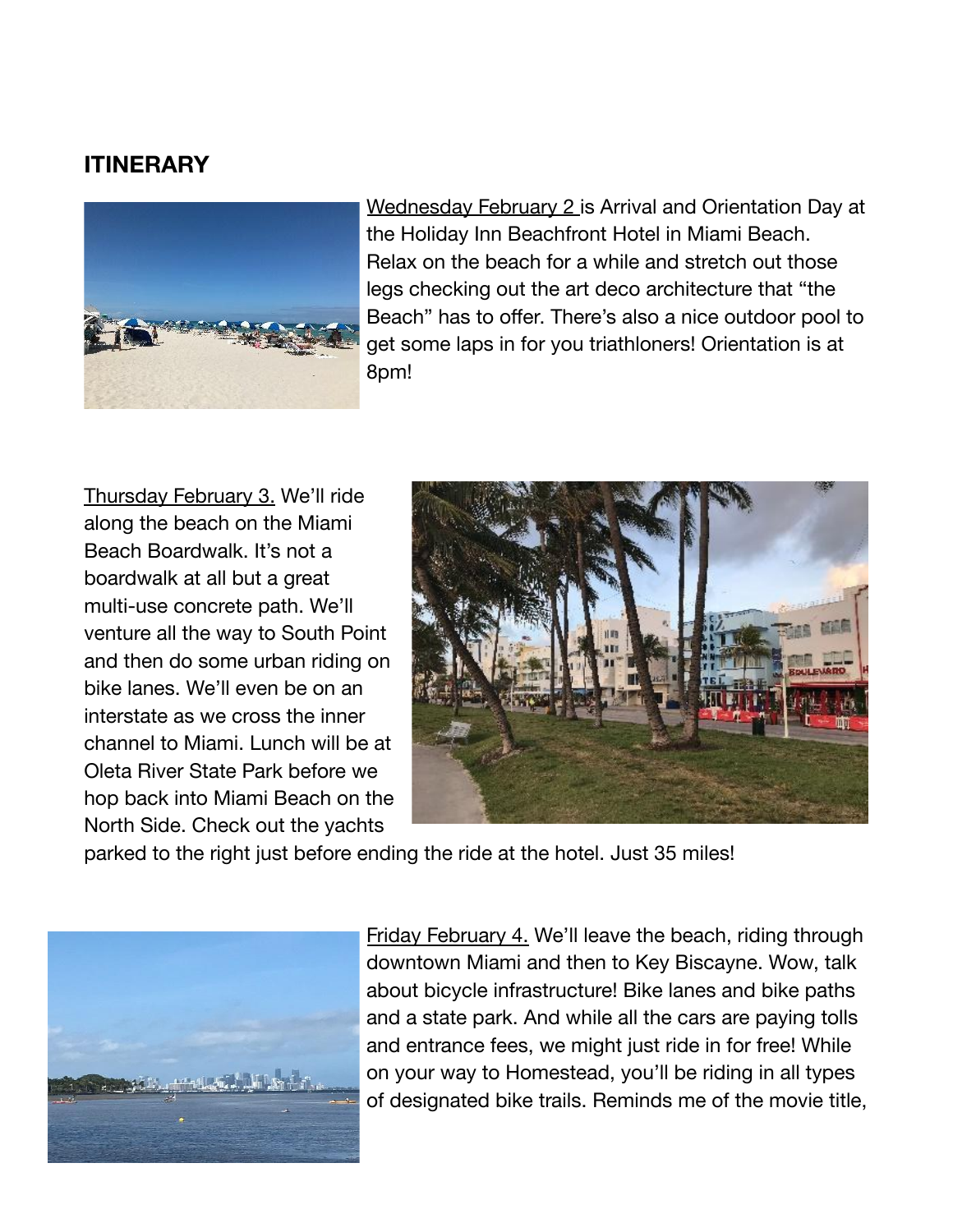**ITINERARY**

Wednesday February 2 is Arrival and Orientation Day at the Holiday Inn Beachfront Hotel in Miami Beach. Relax on the beach for a while and stretch out those legs checking out the art deco architecture that "the Beach" has to offer. There's also a nice outdoor pool to get some laps in for you triathloners! Orientation is at 8pm!

Thursday February 3. We'll ride along the beach on the Miami Beach Boardwalk. It's not a boardwalk at all but a great multi-use concrete path. We'll venture all the way to South Point and then do some urban riding on bike lanes. We'll even be on an interstate as we cross the inner channel to Miami. Lunch will be at Oleta River State Park before we hop back into Miami Beach on the North Side. Check out the yachts parked to the right just before ending the ride at the hotel. Just 35 miles!

Friday February 4. We'll leave the beach, riding through downtown Miami and then to Key Biscayne. Wow, talk about bicycle infrastructure! Bike lanes and bike paths and a state park. And while all the cars are paying tolls and entrance fees, we might just ride in for free! While on your way to Homestead, you'll be riding in all types of designated bike trails. Reminds me of the movie title,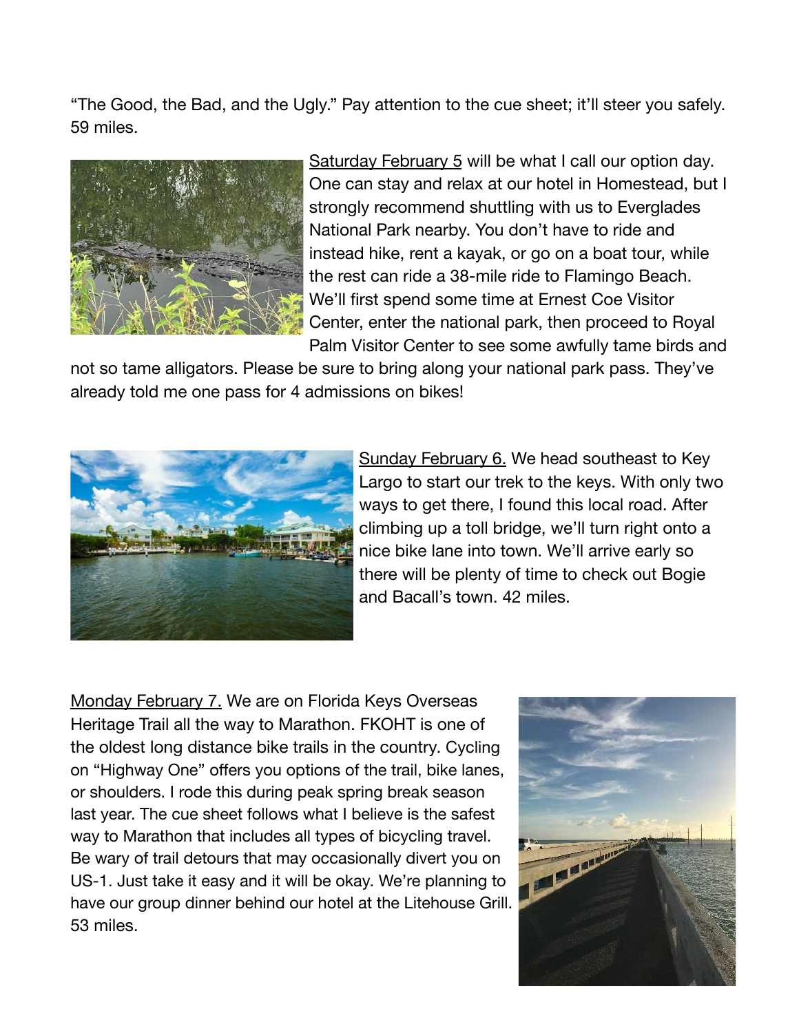"The Good, the Bad, and the Ugly." Pay attention to the cue sheet; it'll steer you safely. 59 miles.

<u>Saturday February 5</u> will be what I call our option day. One can stay and relax at our hotel in Homestead, but I strongly recommend shuttling with us to Everglades National Park nearby. You don't have to ride and instead hike, rent a kayak, or go on a boat tour, while the rest can ride a 38-mile ride to Flamingo Beach. We'll first spend some time at Ernest Coe Visitor Center, enter the national park, then proceed to Royal Palm Visitor Center to see some awfully tame birds and not so tame alligators. Please be sure to bring along your national park pass. They've already told me one pass for 4 admissions on bikes!

<u>Sunday February 6.</u> We head southeast to Key Largo to start our trek to the keys. With only two ways to get there, I found this local road. After climbing up a toll bridge, we'll turn right onto a nice bike lane into town. We'll arrive early so there will be plenty of time to check out Bogie and Bacall's town. 42 miles.

<u>Monday February 7.</u> We are on Florida Keys Overseas Heritage Trail all the way to Marathon. FKOHT is one of the oldest long distance bike trails in the country. Cycling on "Highway One" offers you options of the trail, bike lanes, or shoulders. I rode this during peak spring break season last year. The cue sheet follows what I believe is the safest way to Marathon that includes all types of bicycling travel. Be wary of trail detours that may occasionally divert you on US-1. Just take it easy and it will be okay. We're planning to have our group dinner behind our hotel at the Litehouse Grill. 53 miles.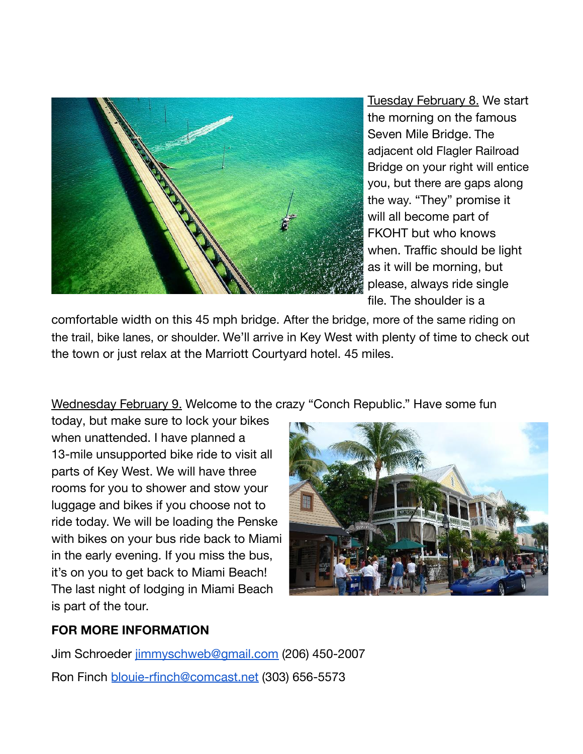Tuesday February 8. We start the morning on the famous Seven Mile Bridge. The adjacent old Flagler Railroad Bridge on your right will entice you, but there are gaps along the way. "They" promise it will all become part of FKOHT but who knows when. Traffic should be light as it will be morning, but please, always ride single file. The shoulder is a comfortable width on this 45 mph bridge. After the bridge, more of the same riding on the trail, bike lanes, or shoulder. We'll arrive in Key West with plenty of time to check out the town or just relax at the Marriott Courtyard hotel. 45 miles.

Wednesday February 9. Welcome to the crazy "Conch Republic." Have some fun today, but make sure to lock your bikes when unattended. I have planned a 13-mile unsupported bike ride to visit all parts of Key West. We will have three rooms for you to shower and stow your luggage and bikes if you choose not to ride today. We will be loading the Penske with bikes on your bus ride back to Miami in the early evening. If you miss the bus, it's on you to get back to Miami Beach! The last night of lodging in Miami Beach is part of the tour.

**FOR MORE INFORMATION**

Jim Schroeder jimmyschweb@gmail.com (206) 450-2007

Ron Finch blouie-rfinch@comcast.net (303) 656-5573